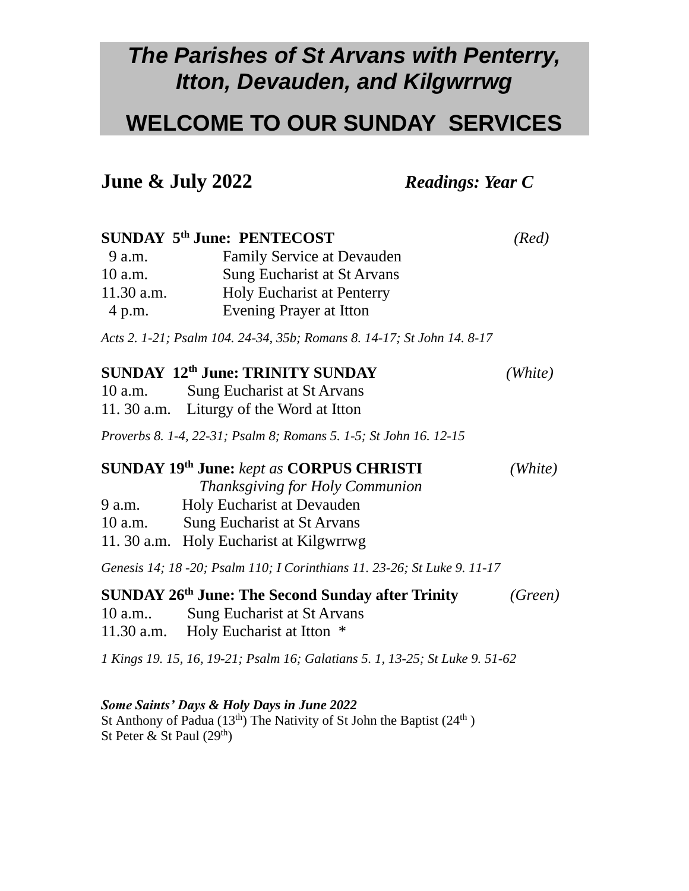# *The Parishes of St Arvans with Penterry, Itton, Devauden, and Kilgwrrwg*

# WELCOME TO OUR SUNDAY SERVICES

## June & July 2022 — *Readings: Year C*

**SUNDAY 5th June: PENTECOST** *(Red)*

9 a.m. Family Service at Devauden
10 a.m. Sung Eucharist at St Arvans
11.30 a.m. Holy Eucharist at Penterry
4 p.m. Evening Prayer at Itton

*Acts 2. 1-21; Psalm 104. 24-34, 35b; Romans 8. 14-17; St John 14. 8-17*

**SUNDAY 12th June: TRINITY SUNDAY** *(White)*

10 a.m. Sung Eucharist at St Arvans
11. 30 a.m. Liturgy of the Word at Itton

*Proverbs 8. 1-4, 22-31; Psalm 8; Romans 5. 1-5; St John 16. 12-15*

**SUNDAY 19th June:** *kept as* **CORPUS CHRISTI** *(White)*
*Thanksgiving for Holy Communion*

9 a.m. Holy Eucharist at Devauden
10 a.m. Sung Eucharist at St Arvans
11. 30 a.m. Holy Eucharist at Kilgwrrwg

*Genesis 14; 18 -20; Psalm 110; I Corinthians 11. 23-26; St Luke 9. 11-17*

**SUNDAY 26th June: The Second Sunday after Trinity** *(Green)*

10 a.m.. Sung Eucharist at St Arvans
11.30 a.m. Holy Eucharist at Itton *

*1 Kings 19. 15, 16, 19-21; Psalm 16; Galatians 5. 1, 13-25; St Luke 9. 51-62*

***Some Saints' Days & Holy Days in June 2022***
St Anthony of Padua (13th) The Nativity of St John the Baptist (24th )
St Peter & St Paul (29th)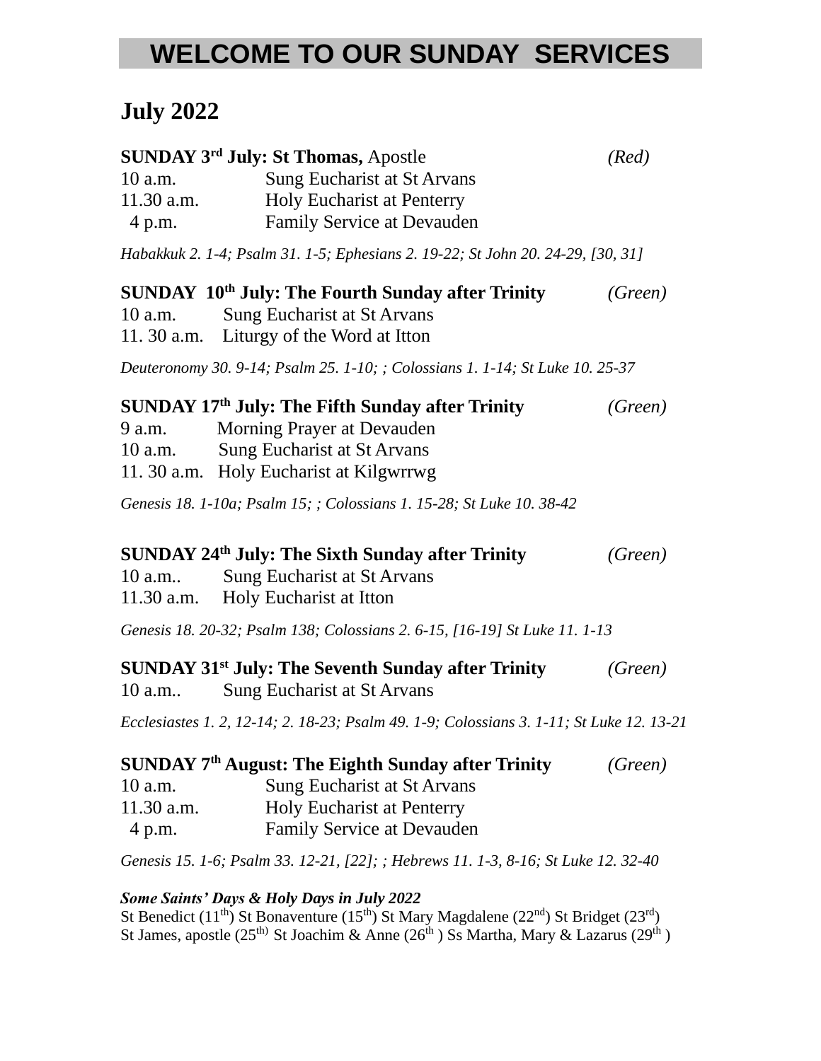# WELCOME TO OUR SUNDAY SERVICES

## July 2022

**SUNDAY 3rd July: St Thomas,** Apostle *(Red)*

10 a.m. Sung Eucharist at St Arvans
11.30 a.m. Holy Eucharist at Penterry
4 p.m. Family Service at Devauden

*Habakkuk 2. 1-4; Psalm 31. 1-5; Ephesians 2. 19-22; St John 20. 24-29, [30, 31]*

**SUNDAY 10th July: The Fourth Sunday after Trinity** *(Green)*

10 a.m. Sung Eucharist at St Arvans
11. 30 a.m. Liturgy of the Word at Itton

*Deuteronomy 30. 9-14; Psalm 25. 1-10; ; Colossians 1. 1-14; St Luke 10. 25-37*

**SUNDAY 17th July: The Fifth Sunday after Trinity** *(Green)*

9 a.m. Morning Prayer at Devauden
10 a.m. Sung Eucharist at St Arvans
11. 30 a.m. Holy Eucharist at Kilgwrrwg

*Genesis 18. 1-10a; Psalm 15; ; Colossians 1. 15-28; St Luke 10. 38-42*

**SUNDAY 24th July: The Sixth Sunday after Trinity** *(Green)*

10 a.m.. Sung Eucharist at St Arvans
11.30 a.m. Holy Eucharist at Itton

*Genesis 18. 20-32; Psalm 138; Colossians 2. 6-15, [16-19] St Luke 11. 1-13*

**SUNDAY 31st July: The Seventh Sunday after Trinity** *(Green)*

10 a.m.. Sung Eucharist at St Arvans

*Ecclesiastes 1. 2, 12-14; 2. 18-23; Psalm 49. 1-9; Colossians 3. 1-11; St Luke 12. 13-21*

**SUNDAY 7th August: The Eighth Sunday after Trinity** *(Green)*

10 a.m. Sung Eucharist at St Arvans
11.30 a.m. Holy Eucharist at Penterry
4 p.m. Family Service at Devauden

*Genesis 15. 1-6; Psalm 33. 12-21, [22]; ; Hebrews 11. 1-3, 8-16; St Luke 12. 32-40*

***Some Saints' Days & Holy Days in July 2022***

St Benedict (11th) St Bonaventure (15th) St Mary Magdalene (22nd) St Bridget (23rd) St James, apostle (25th) St Joachim & Anne (26th ) Ss Martha, Mary & Lazarus (29th )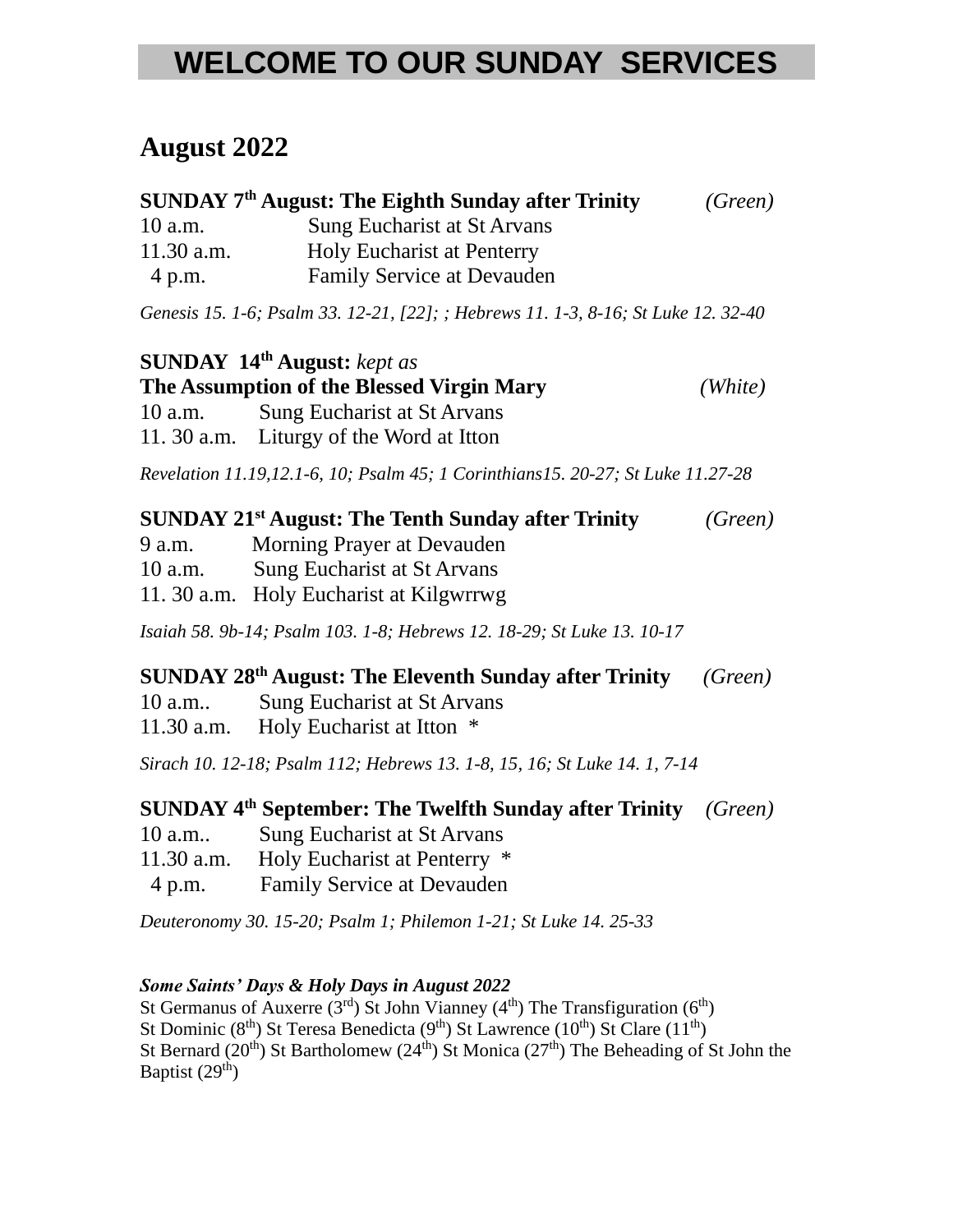# WELCOME TO OUR SUNDAY SERVICES

## August 2022

**SUNDAY 7th August: The Eighth Sunday after Trinity** *(Green)*

10 a.m. Sung Eucharist at St Arvans
11.30 a.m. Holy Eucharist at Penterry
4 p.m. Family Service at Devauden

*Genesis 15. 1-6; Psalm 33. 12-21, [22]; ; Hebrews 11. 1-3, 8-16; St Luke 12. 32-40*

**SUNDAY 14th August:** *kept as*
**The Assumption of the Blessed Virgin Mary** *(White)*

10 a.m. Sung Eucharist at St Arvans
11. 30 a.m. Liturgy of the Word at Itton

*Revelation 11.19,12.1-6, 10; Psalm 45; 1 Corinthians15. 20-27; St Luke 11.27-28*

**SUNDAY 21st August: The Tenth Sunday after Trinity** *(Green)*

9 a.m. Morning Prayer at Devauden
10 a.m. Sung Eucharist at St Arvans
11. 30 a.m. Holy Eucharist at Kilgwrrwg

*Isaiah 58. 9b-14; Psalm 103. 1-8; Hebrews 12. 18-29; St Luke 13. 10-17*

**SUNDAY 28th August: The Eleventh Sunday after Trinity** *(Green)*

10 a.m.. Sung Eucharist at St Arvans
11.30 a.m. Holy Eucharist at Itton *

*Sirach 10. 12-18; Psalm 112; Hebrews 13. 1-8, 15, 16; St Luke 14. 1, 7-14*

**SUNDAY 4th September: The Twelfth Sunday after Trinity** *(Green)*

10 a.m.. Sung Eucharist at St Arvans
11.30 a.m. Holy Eucharist at Penterry *
4 p.m. Family Service at Devauden

*Deuteronomy 30. 15-20; Psalm 1; Philemon 1-21; St Luke 14. 25-33*

***Some Saints' Days & Holy Days in August 2022***

St Germanus of Auxerre (3rd) St John Vianney (4th) The Transfiguration (6th)
St Dominic (8th) St Teresa Benedicta (9th) St Lawrence (10th) St Clare (11th)
St Bernard (20th) St Bartholomew (24th) St Monica (27th) The Beheading of St John the Baptist (29th)